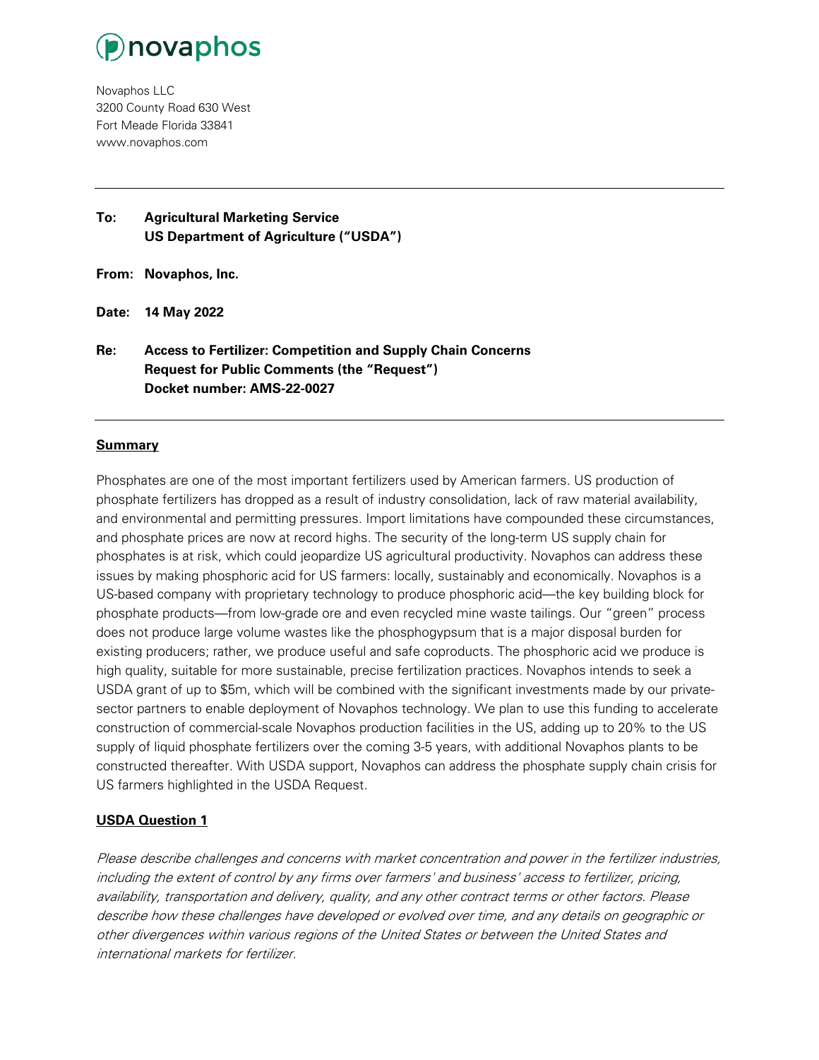novaphos

Novaphos LLC
3200 County Road 630 West
Fort Meade Florida 33841
www.novaphos.com

---

**To: Agricultural Marketing Service**
**US Department of Agriculture ("USDA")**

**From: Novaphos, Inc.**

**Date: 14 May 2022**

**Re: Access to Fertilizer: Competition and Supply Chain Concerns**
**Request for Public Comments (the "Request")**
**Docket number: AMS-22-0027**

---

## **Summary**

Phosphates are one of the most important fertilizers used by American farmers. US production of phosphate fertilizers has dropped as a result of industry consolidation, lack of raw material availability, and environmental and permitting pressures. Import limitations have compounded these circumstances, and phosphate prices are now at record highs. The security of the long-term US supply chain for phosphates is at risk, which could jeopardize US agricultural productivity. Novaphos can address these issues by making phosphoric acid for US farmers: locally, sustainably and economically. Novaphos is a US-based company with proprietary technology to produce phosphoric acid—the key building block for phosphate products—from low-grade ore and even recycled mine waste tailings. Our "green" process does not produce large volume wastes like the phosphogypsum that is a major disposal burden for existing producers; rather, we produce useful and safe coproducts. The phosphoric acid we produce is high quality, suitable for more sustainable, precise fertilization practices. Novaphos intends to seek a USDA grant of up to $5m, which will be combined with the significant investments made by our private-sector partners to enable deployment of Novaphos technology. We plan to use this funding to accelerate construction of commercial-scale Novaphos production facilities in the US, adding up to 20% to the US supply of liquid phosphate fertilizers over the coming 3-5 years, with additional Novaphos plants to be constructed thereafter. With USDA support, Novaphos can address the phosphate supply chain crisis for US farmers highlighted in the USDA Request.

## **USDA Question 1**

*Please describe challenges and concerns with market concentration and power in the fertilizer industries, including the extent of control by any firms over farmers' and business' access to fertilizer, pricing, availability, transportation and delivery, quality, and any other contract terms or other factors. Please describe how these challenges have developed or evolved over time, and any details on geographic or other divergences within various regions of the United States or between the United States and international markets for fertilizer.*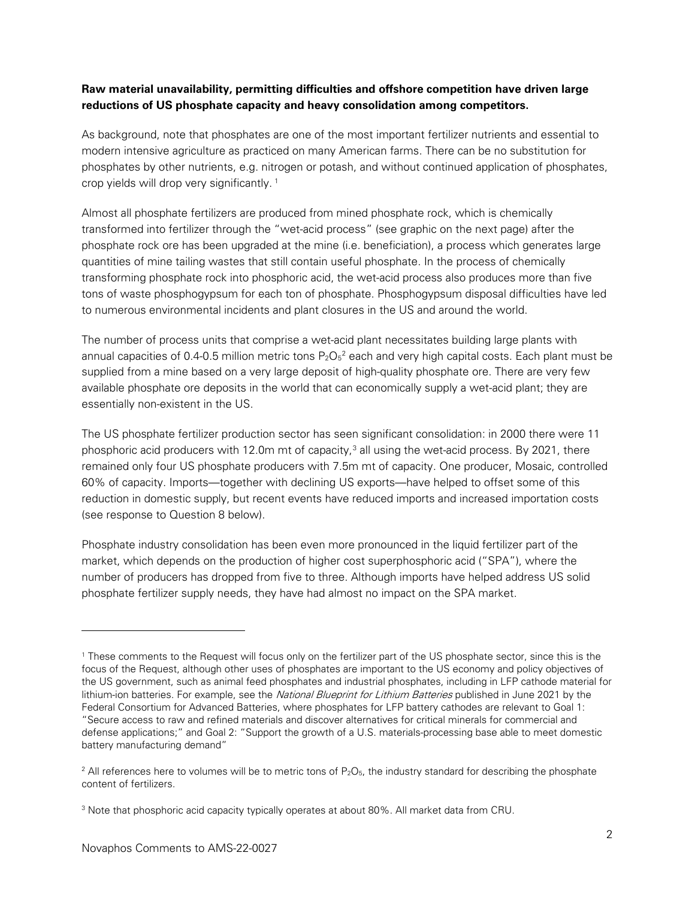**Raw material unavailability, permitting difficulties and offshore competition have driven large reductions of US phosphate capacity and heavy consolidation among competitors.**

As background, note that phosphates are one of the most important fertilizer nutrients and essential to modern intensive agriculture as practiced on many American farms. There can be no substitution for phosphates by other nutrients, e.g. nitrogen or potash, and without continued application of phosphates, crop yields will drop very significantly. [1]

Almost all phosphate fertilizers are produced from mined phosphate rock, which is chemically transformed into fertilizer through the "wet-acid process" (see graphic on the next page) after the phosphate rock ore has been upgraded at the mine (i.e. beneficiation), a process which generates large quantities of mine tailing wastes that still contain useful phosphate. In the process of chemically transforming phosphate rock into phosphoric acid, the wet-acid process also produces more than five tons of waste phosphogypsum for each ton of phosphate. Phosphogypsum disposal difficulties have led to numerous environmental incidents and plant closures in the US and around the world.

The number of process units that comprise a wet-acid plant necessitates building large plants with annual capacities of 0.4-0.5 million metric tons $P_2O_5$[2] each and very high capital costs. Each plant must be supplied from a mine based on a very large deposit of high-quality phosphate ore. There are very few available phosphate ore deposits in the world that can economically supply a wet-acid plant; they are essentially non-existent in the US.

The US phosphate fertilizer production sector has seen significant consolidation: in 2000 there were 11 phosphoric acid producers with 12.0m mt of capacity,[3] all using the wet-acid process. By 2021, there remained only four US phosphate producers with 7.5m mt of capacity. One producer, Mosaic, controlled 60% of capacity. Imports—together with declining US exports—have helped to offset some of this reduction in domestic supply, but recent events have reduced imports and increased importation costs (see response to Question 8 below).

Phosphate industry consolidation has been even more pronounced in the liquid fertilizer part of the market, which depends on the production of higher cost superphosphoric acid ("SPA"), where the number of producers has dropped from five to three. Although imports have helped address US solid phosphate fertilizer supply needs, they have had almost no impact on the SPA market.

---

[1] These comments to the Request will focus only on the fertilizer part of the US phosphate sector, since this is the focus of the Request, although other uses of phosphates are important to the US economy and policy objectives of the US government, such as animal feed phosphates and industrial phosphates, including in LFP cathode material for lithium-ion batteries. For example, see the *National Blueprint for Lithium Batteries* published in June 2021 by the Federal Consortium for Advanced Batteries, where phosphates for LFP battery cathodes are relevant to Goal 1: "Secure access to raw and refined materials and discover alternatives for critical minerals for commercial and defense applications;" and Goal 2: "Support the growth of a U.S. materials-processing base able to meet domestic battery manufacturing demand"

[2] All references here to volumes will be to metric tons of $P_2O_5$, the industry standard for describing the phosphate content of fertilizers.

[3] Note that phosphoric acid capacity typically operates at about 80%. All market data from CRU.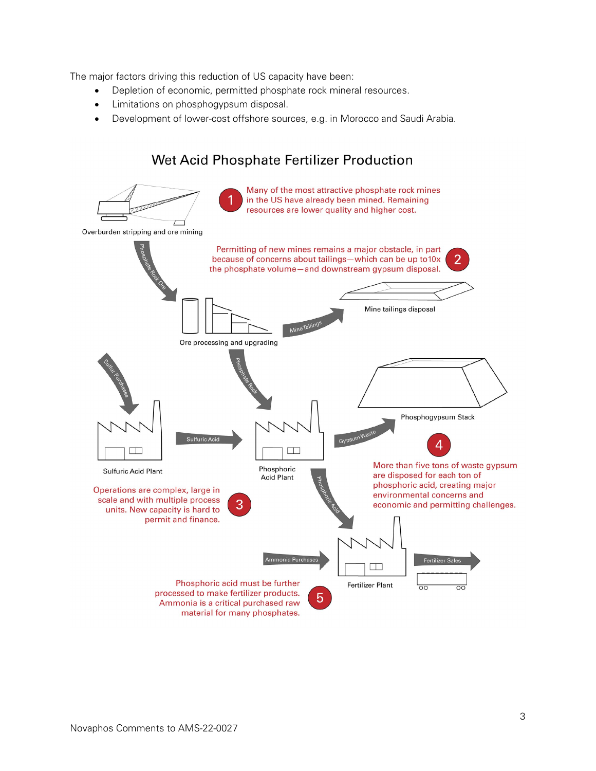The major factors driving this reduction of US capacity have been:

- Depletion of economic, permitted phosphate rock mineral resources.
- Limitations on phosphogypsum disposal.
- Development of lower-cost offshore sources, e.g. in Morocco and Saudi Arabia.

## Wet Acid Phosphate Fertilizer Production

Overburden stripping and ore mining

1. Many of the most attractive phosphate rock mines in the US have already been mined. Remaining resources are lower quality and higher cost.

Phosphate Rock Ore

2. Permitting of new mines remains a major obstacle, in part because of concerns about tailings—which can be up to10x the phosphate volume—and downstream gypsum disposal.

Ore processing and upgrading

Mine Tailings

Mine tailings disposal

Sulfur Purchases

Phosphate Rock

Sulfuric Acid Plant

Sulfuric Acid

Phosphoric Acid Plant

Gypsum Waste

Phosphogypsum Stack

3. Operations are complex, large in scale and with multiple process units. New capacity is hard to permit and finance.

4. More than five tons of waste gypsum are disposed for each ton of phosphoric acid, creating major environmental concerns and economic and permitting challenges.

Phosphoric Acid

Ammonia Purchases

Fertilizer Plant

Fertilizer Sales

5. Phosphoric acid must be further processed to make fertilizer products. Ammonia is a critical purchased raw material for many phosphates.

Novaphos Comments to AMS-22-0027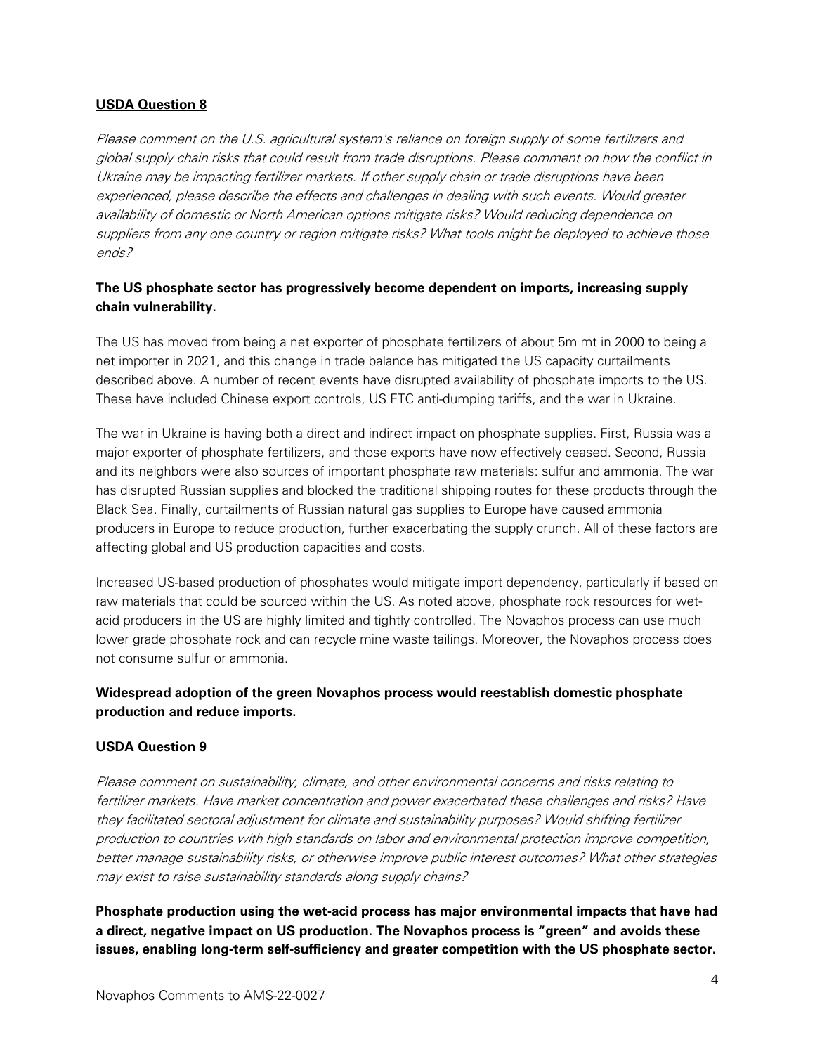**<u>USDA Question 8</u>**

*Please comment on the U.S. agricultural system's reliance on foreign supply of some fertilizers and global supply chain risks that could result from trade disruptions. Please comment on how the conflict in Ukraine may be impacting fertilizer markets. If other supply chain or trade disruptions have been experienced, please describe the effects and challenges in dealing with such events. Would greater availability of domestic or North American options mitigate risks? Would reducing dependence on suppliers from any one country or region mitigate risks? What tools might be deployed to achieve those ends?*

**The US phosphate sector has progressively become dependent on imports, increasing supply chain vulnerability.**

The US has moved from being a net exporter of phosphate fertilizers of about 5m mt in 2000 to being a net importer in 2021, and this change in trade balance has mitigated the US capacity curtailments described above. A number of recent events have disrupted availability of phosphate imports to the US. These have included Chinese export controls, US FTC anti-dumping tariffs, and the war in Ukraine.

The war in Ukraine is having both a direct and indirect impact on phosphate supplies. First, Russia was a major exporter of phosphate fertilizers, and those exports have now effectively ceased. Second, Russia and its neighbors were also sources of important phosphate raw materials: sulfur and ammonia. The war has disrupted Russian supplies and blocked the traditional shipping routes for these products through the Black Sea. Finally, curtailments of Russian natural gas supplies to Europe have caused ammonia producers in Europe to reduce production, further exacerbating the supply crunch. All of these factors are affecting global and US production capacities and costs.

Increased US-based production of phosphates would mitigate import dependency, particularly if based on raw materials that could be sourced within the US. As noted above, phosphate rock resources for wet-acid producers in the US are highly limited and tightly controlled. The Novaphos process can use much lower grade phosphate rock and can recycle mine waste tailings. Moreover, the Novaphos process does not consume sulfur or ammonia.

**Widespread adoption of the green Novaphos process would reestablish domestic phosphate production and reduce imports.**

**<u>USDA Question 9</u>**

*Please comment on sustainability, climate, and other environmental concerns and risks relating to fertilizer markets. Have market concentration and power exacerbated these challenges and risks? Have they facilitated sectoral adjustment for climate and sustainability purposes? Would shifting fertilizer production to countries with high standards on labor and environmental protection improve competition, better manage sustainability risks, or otherwise improve public interest outcomes? What other strategies may exist to raise sustainability standards along supply chains?*

**Phosphate production using the wet-acid process has major environmental impacts that have had a direct, negative impact on US production. The Novaphos process is "green" and avoids these issues, enabling long-term self-sufficiency and greater competition with the US phosphate sector.**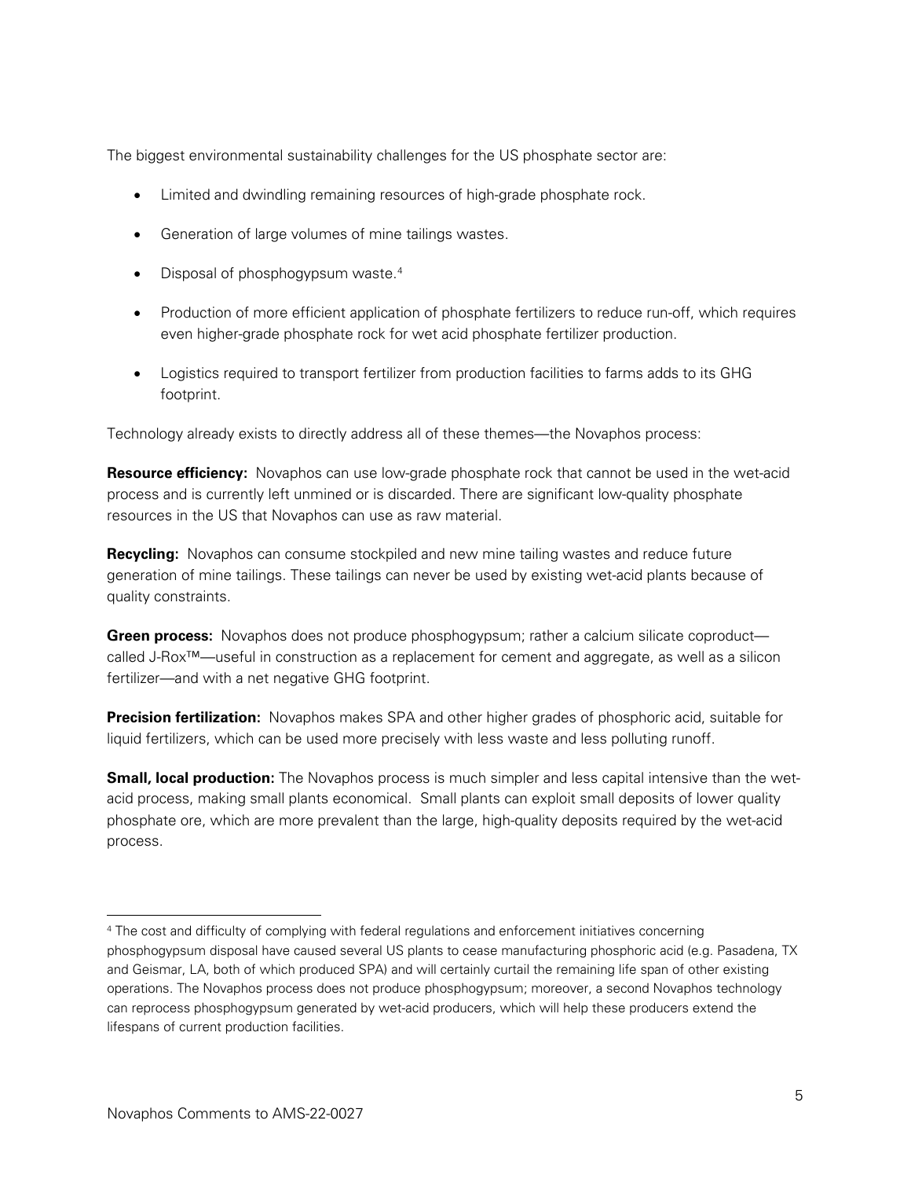The biggest environmental sustainability challenges for the US phosphate sector are:

- Limited and dwindling remaining resources of high-grade phosphate rock.
- Generation of large volumes of mine tailings wastes.
- Disposal of phosphogypsum waste.[4]
- Production of more efficient application of phosphate fertilizers to reduce run-off, which requires even higher-grade phosphate rock for wet acid phosphate fertilizer production.
- Logistics required to transport fertilizer from production facilities to farms adds to its GHG footprint.

Technology already exists to directly address all of these themes—the Novaphos process:

**Resource efficiency:** Novaphos can use low-grade phosphate rock that cannot be used in the wet-acid process and is currently left unmined or is discarded. There are significant low-quality phosphate resources in the US that Novaphos can use as raw material.

**Recycling:** Novaphos can consume stockpiled and new mine tailing wastes and reduce future generation of mine tailings. These tailings can never be used by existing wet-acid plants because of quality constraints.

**Green process:** Novaphos does not produce phosphogypsum; rather a calcium silicate coproduct—called J-Rox™—useful in construction as a replacement for cement and aggregate, as well as a silicon fertilizer—and with a net negative GHG footprint.

**Precision fertilization:** Novaphos makes SPA and other higher grades of phosphoric acid, suitable for liquid fertilizers, which can be used more precisely with less waste and less polluting runoff.

**Small, local production:** The Novaphos process is much simpler and less capital intensive than the wet-acid process, making small plants economical. Small plants can exploit small deposits of lower quality phosphate ore, which are more prevalent than the large, high-quality deposits required by the wet-acid process.

[4] The cost and difficulty of complying with federal regulations and enforcement initiatives concerning phosphogypsum disposal have caused several US plants to cease manufacturing phosphoric acid (e.g. Pasadena, TX and Geismar, LA, both of which produced SPA) and will certainly curtail the remaining life span of other existing operations. The Novaphos process does not produce phosphogypsum; moreover, a second Novaphos technology can reprocess phosphogypsum generated by wet-acid producers, which will help these producers extend the lifespans of current production facilities.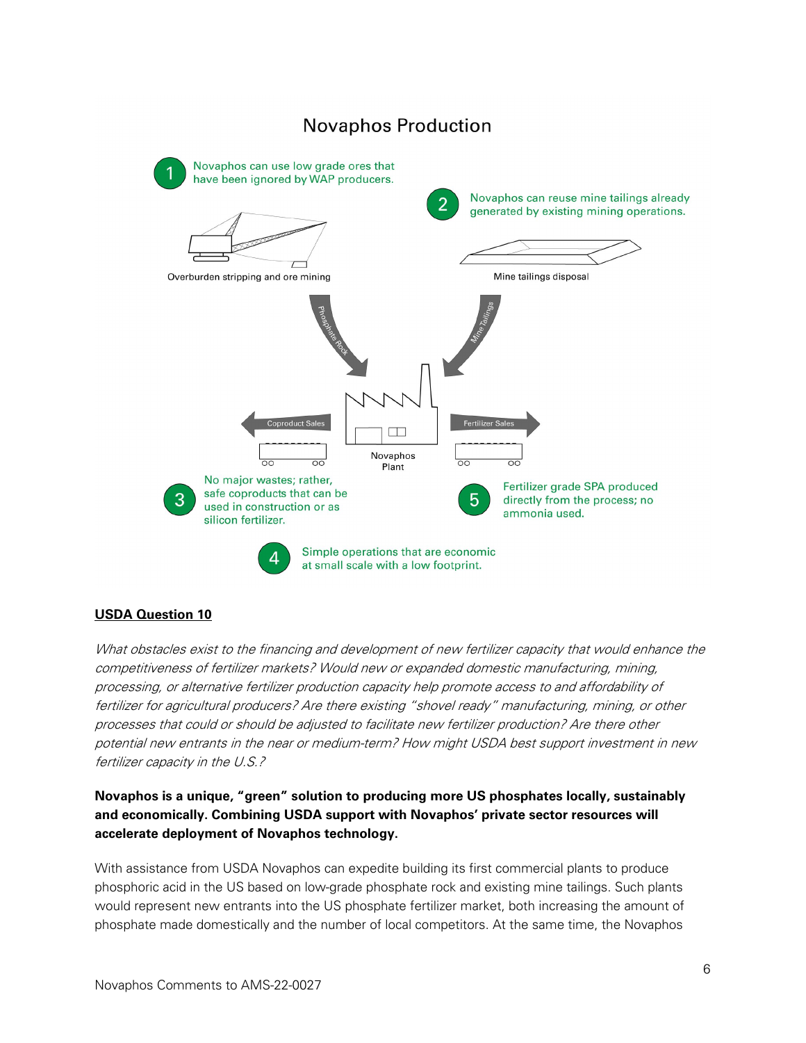## Novaphos Production

1. Novaphos can use low grade ores that have been ignored by WAP producers.
2. Novaphos can reuse mine tailings already generated by existing mining operations.
3. No major wastes; rather, safe coproducts that can be used in construction or as silicon fertilizer.
4. Simple operations that are economic at small scale with a low footprint.
5. Fertilizer grade SPA produced directly from the process; no ammonia used.

Overburden stripping and ore mining

Mine tailings disposal

Phosphate Rock

Mine Tailings

Coproduct Sales

Fertilizer Sales

Novaphos Plant

**<u>USDA Question 10</u>**

*What obstacles exist to the financing and development of new fertilizer capacity that would enhance the competitiveness of fertilizer markets? Would new or expanded domestic manufacturing, mining, processing, or alternative fertilizer production capacity help promote access to and affordability of fertilizer for agricultural producers? Are there existing "shovel ready" manufacturing, mining, or other processes that could or should be adjusted to facilitate new fertilizer production? Are there other potential new entrants in the near or medium-term? How might USDA best support investment in new fertilizer capacity in the U.S.?*

**Novaphos is a unique, "green" solution to producing more US phosphates locally, sustainably and economically. Combining USDA support with Novaphos' private sector resources will accelerate deployment of Novaphos technology.**

With assistance from USDA Novaphos can expedite building its first commercial plants to produce phosphoric acid in the US based on low-grade phosphate rock and existing mine tailings. Such plants would represent new entrants into the US phosphate fertilizer market, both increasing the amount of phosphate made domestically and the number of local competitors. At the same time, the Novaphos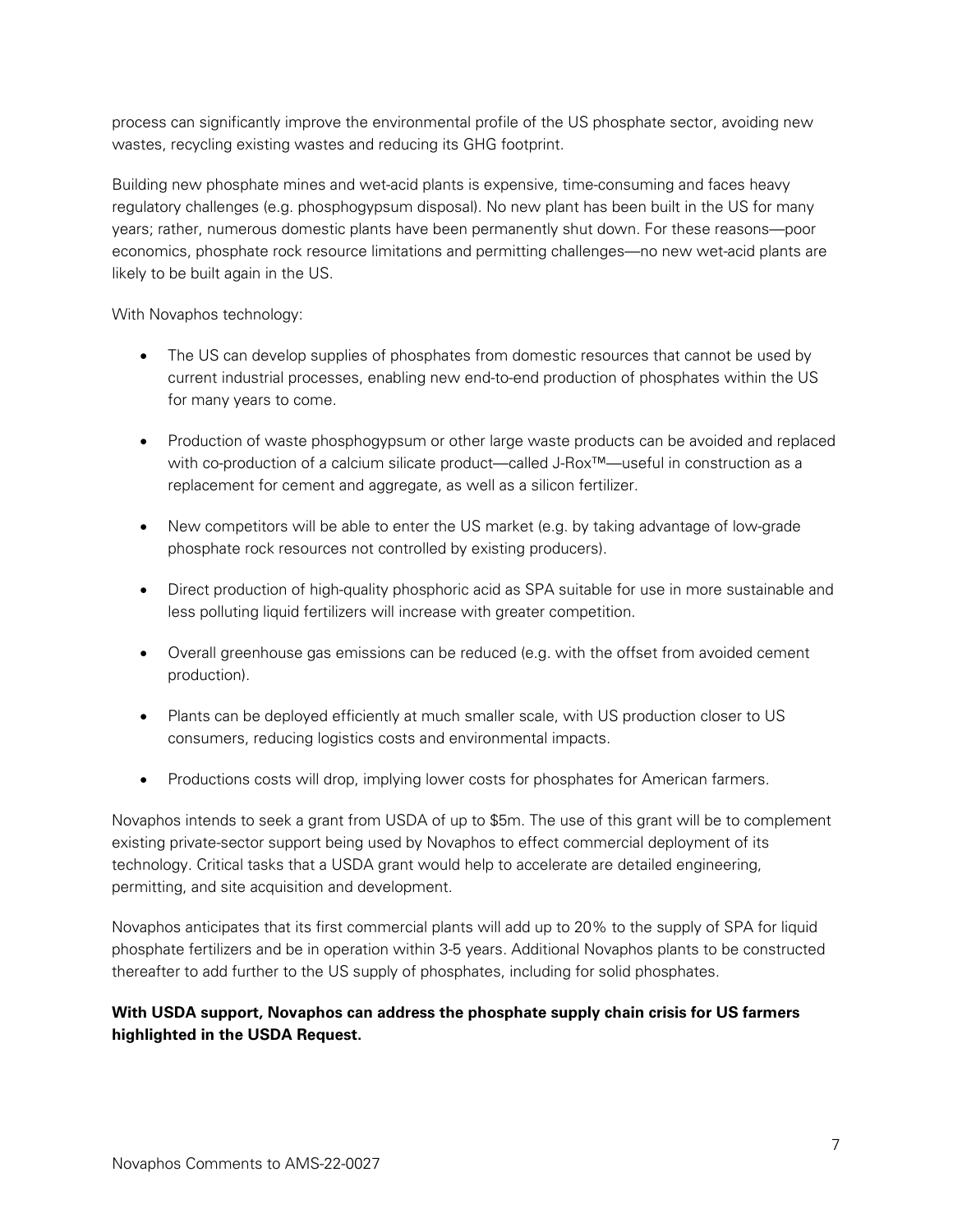process can significantly improve the environmental profile of the US phosphate sector, avoiding new wastes, recycling existing wastes and reducing its GHG footprint.

Building new phosphate mines and wet-acid plants is expensive, time-consuming and faces heavy regulatory challenges (e.g. phosphogypsum disposal). No new plant has been built in the US for many years; rather, numerous domestic plants have been permanently shut down. For these reasons—poor economics, phosphate rock resource limitations and permitting challenges—no new wet-acid plants are likely to be built again in the US.

With Novaphos technology:

- The US can develop supplies of phosphates from domestic resources that cannot be used by current industrial processes, enabling new end-to-end production of phosphates within the US for many years to come.
- Production of waste phosphogypsum or other large waste products can be avoided and replaced with co-production of a calcium silicate product—called J-Rox™—useful in construction as a replacement for cement and aggregate, as well as a silicon fertilizer.
- New competitors will be able to enter the US market (e.g. by taking advantage of low-grade phosphate rock resources not controlled by existing producers).
- Direct production of high-quality phosphoric acid as SPA suitable for use in more sustainable and less polluting liquid fertilizers will increase with greater competition.
- Overall greenhouse gas emissions can be reduced (e.g. with the offset from avoided cement production).
- Plants can be deployed efficiently at much smaller scale, with US production closer to US consumers, reducing logistics costs and environmental impacts.
- Productions costs will drop, implying lower costs for phosphates for American farmers.

Novaphos intends to seek a grant from USDA of up to $5m. The use of this grant will be to complement existing private-sector support being used by Novaphos to effect commercial deployment of its technology. Critical tasks that a USDA grant would help to accelerate are detailed engineering, permitting, and site acquisition and development.

Novaphos anticipates that its first commercial plants will add up to 20% to the supply of SPA for liquid phosphate fertilizers and be in operation within 3-5 years. Additional Novaphos plants to be constructed thereafter to add further to the US supply of phosphates, including for solid phosphates.

**With USDA support, Novaphos can address the phosphate supply chain crisis for US farmers highlighted in the USDA Request.**